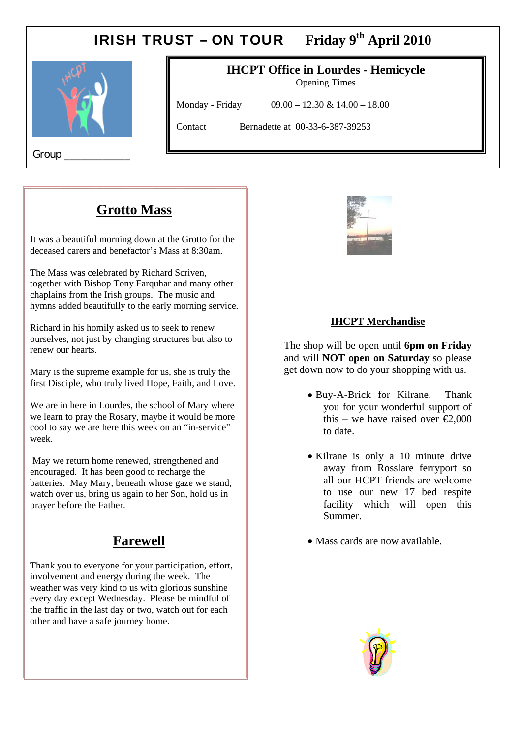# IRISH TRUST – ON TOUR    Friday 9th April 2010

Group ___________

## IHCPT Office in Lourdes - Hemicycle

Opening Times

Monday - Friday    09.00 – 12.30 & 14.00 – 18.00

Contact    Bernadette at 00-33-6-387-39253

## Grotto Mass

It was a beautiful morning down at the Grotto for the deceased carers and benefactor's Mass at 8:30am.

The Mass was celebrated by Richard Scriven, together with Bishop Tony Farquhar and many other chaplains from the Irish groups. The music and hymns added beautifully to the early morning service.

Richard in his homily asked us to seek to renew ourselves, not just by changing structures but also to renew our hearts.

Mary is the supreme example for us, she is truly the first Disciple, who truly lived Hope, Faith, and Love.

We are in here in Lourdes, the school of Mary where we learn to pray the Rosary, maybe it would be more cool to say we are here this week on an "in-service" week.

May we return home renewed, strengthened and encouraged. It has been good to recharge the batteries. May Mary, beneath whose gaze we stand, watch over us, bring us again to her Son, hold us in prayer before the Father.

## Farewell

Thank you to everyone for your participation, effort, involvement and energy during the week. The weather was very kind to us with glorious sunshine every day except Wednesday. Please be mindful of the traffic in the last day or two, watch out for each other and have a safe journey home.

## IHCPT Merchandise

The shop will be open until **6pm on Friday** and will **NOT open on Saturday** so please get down now to do your shopping with us.

- Buy-A-Brick for Kilrane. Thank you for your wonderful support of this – we have raised over €2,000 to date.
- Kilrane is only a 10 minute drive away from Rosslare ferryport so all our HCPT friends are welcome to use our new 17 bed respite facility which will open this Summer.
- Mass cards are now available.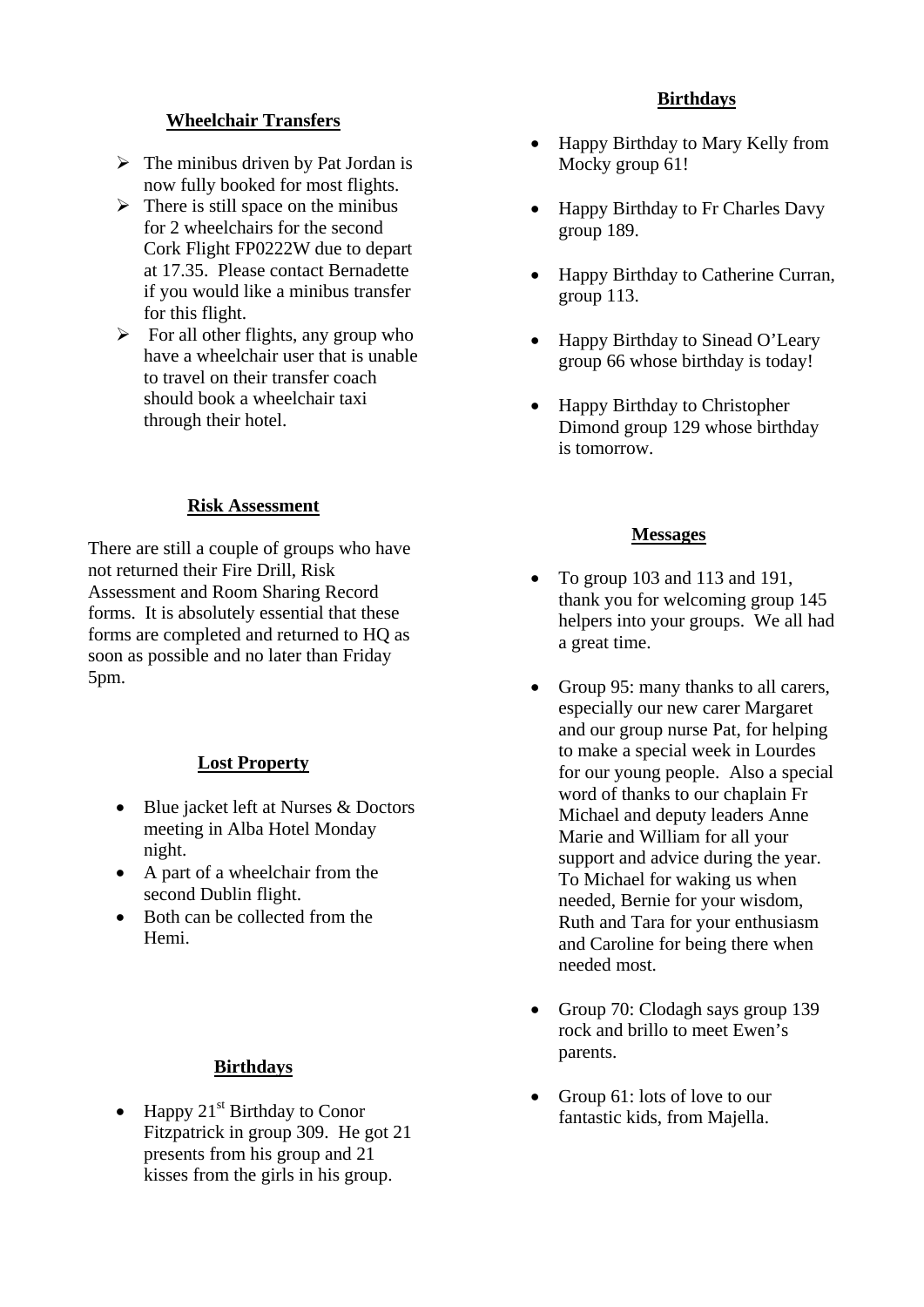## Wheelchair Transfers

- The minibus driven by Pat Jordan is now fully booked for most flights.
- There is still space on the minibus for 2 wheelchairs for the second Cork Flight FP0222W due to depart at 17.35. Please contact Bernadette if you would like a minibus transfer for this flight.
- For all other flights, any group who have a wheelchair user that is unable to travel on their transfer coach should book a wheelchair taxi through their hotel.

## Risk Assessment

There are still a couple of groups who have not returned their Fire Drill, Risk Assessment and Room Sharing Record forms. It is absolutely essential that these forms are completed and returned to HQ as soon as possible and no later than Friday 5pm.

## Lost Property

- Blue jacket left at Nurses & Doctors meeting in Alba Hotel Monday night.
- A part of a wheelchair from the second Dublin flight.
- Both can be collected from the Hemi.

## Birthdays

- Happy 21st Birthday to Conor Fitzpatrick in group 309. He got 21 presents from his group and 21 kisses from the girls in his group.

## Birthdays

- Happy Birthday to Mary Kelly from Mocky group 61!
- Happy Birthday to Fr Charles Davy group 189.
- Happy Birthday to Catherine Curran, group 113.
- Happy Birthday to Sinead O'Leary group 66 whose birthday is today!
- Happy Birthday to Christopher Dimond group 129 whose birthday is tomorrow.

## Messages

- To group 103 and 113 and 191, thank you for welcoming group 145 helpers into your groups. We all had a great time.
- Group 95: many thanks to all carers, especially our new carer Margaret and our group nurse Pat, for helping to make a special week in Lourdes for our young people. Also a special word of thanks to our chaplain Fr Michael and deputy leaders Anne Marie and William for all your support and advice during the year. To Michael for waking us when needed, Bernie for your wisdom, Ruth and Tara for your enthusiasm and Caroline for being there when needed most.
- Group 70: Clodagh says group 139 rock and brillo to meet Ewen's parents.
- Group 61: lots of love to our fantastic kids, from Majella.